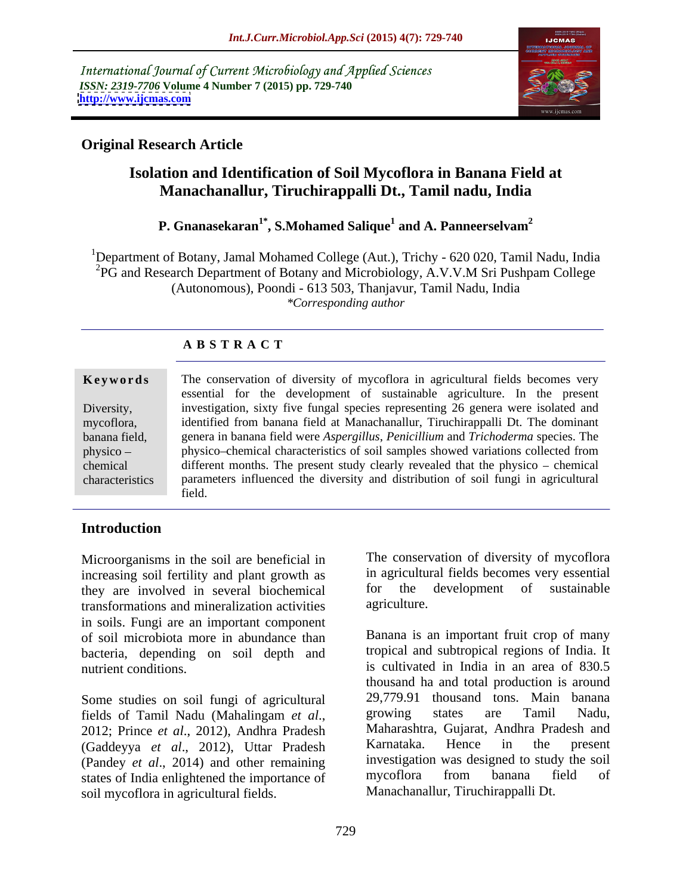International Journal of Current Microbiology and Applied Sciences
*ISSN: 2319-7706* **Volume 4 Number 7 (2015) pp. 729-740**
**http://www.ijcmas.com**

**Original Research Article**

# Isolation and Identification of Soil Mycoflora in Banana Field at Manachanallur, Tiruchirappalli Dt., Tamil nadu, India

**P. Gnanasekaran[1*], S.Mohamed Salique[1] and A. Panneerselvam[2]**

[1]Department of Botany, Jamal Mohamed College (Aut.), Trichy - 620 020, Tamil Nadu, India
[2]PG and Research Department of Botany and Microbiology, A.V.V.M Sri Pushpam College (Autonomous), Poondi - 613 503, Thanjavur, Tamil Nadu, India
*\*Corresponding author*

## ABSTRACT

**Keywords**

Diversity, mycoflora, banana field, physico – chemical characteristics

The conservation of diversity of mycoflora in agricultural fields becomes very essential for the development of sustainable agriculture. In the present investigation, sixty five fungal species representing 26 genera were isolated and identified from banana field at Manachanallur, Tiruchirappalli Dt. The dominant genera in banana field were *Aspergillus*, *Penicillium* and *Trichoderma* species. The physico–chemical characteristics of soil samples showed variations collected from different months. The present study clearly revealed that the physico – chemical parameters influenced the diversity and distribution of soil fungi in agricultural field.

## Introduction

Microorganisms in the soil are beneficial in increasing soil fertility and plant growth as they are involved in several biochemical transformations and mineralization activities in soils. Fungi are an important component of soil microbiota more in abundance than bacteria, depending on soil depth and nutrient conditions.

Some studies on soil fungi of agricultural fields of Tamil Nadu (Mahalingam *et al*., 2012; Prince *et al*., 2012), Andhra Pradesh (Gaddeyya *et al*., 2012), Uttar Pradesh (Pandey *et al*., 2014) and other remaining states of India enlightened the importance of soil mycoflora in agricultural fields.

The conservation of diversity of mycoflora in agricultural fields becomes very essential for the development of sustainable agriculture.

Banana is an important fruit crop of many tropical and subtropical regions of India. It is cultivated in India in an area of 830.5 thousand ha and total production is around 29,779.91 thousand tons. Main banana growing states are Tamil Nadu, Maharashtra, Gujarat, Andhra Pradesh and Karnataka. Hence in the present investigation was designed to study the soil mycoflora from banana field of Manachanallur, Tiruchirappalli Dt.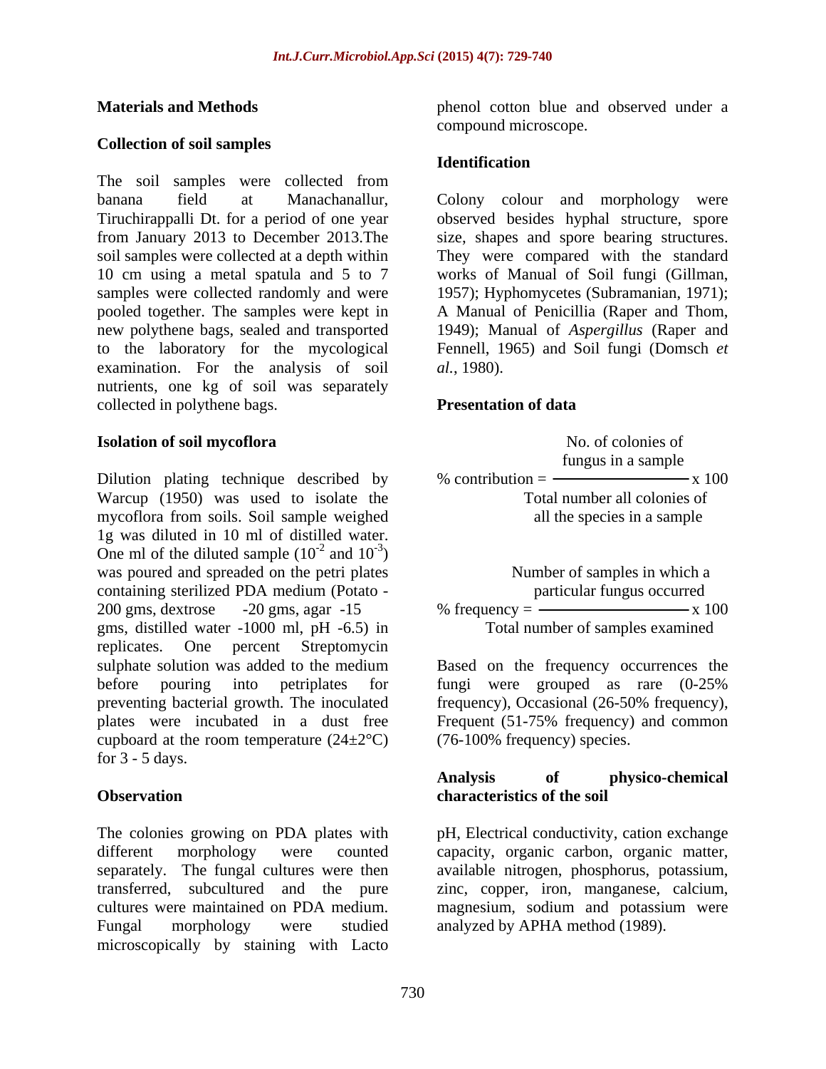## Materials and Methods

### Collection of soil samples

The soil samples were collected from banana field at Manachanallur, Tiruchirappalli Dt. for a period of one year from January 2013 to December 2013.The soil samples were collected at a depth within 10 cm using a metal spatula and 5 to 7 samples were collected randomly and were pooled together. The samples were kept in new polythene bags, sealed and transported to the laboratory for the mycological examination. For the analysis of soil nutrients, one kg of soil was separately collected in polythene bags.

### Isolation of soil mycoflora

Dilution plating technique described by Warcup (1950) was used to isolate the mycoflora from soils. Soil sample weighed 1g was diluted in 10 ml of distilled water. One ml of the diluted sample ($10^{-2}$ and $10^{-3}$) was poured and spreaded on the petri plates containing sterilized PDA medium (Potato - 200 gms, dextrose -20 gms, agar -15 gms, distilled water -1000 ml, pH -6.5) in replicates. One percent Streptomycin sulphate solution was added to the medium before pouring into petriplates for preventing bacterial growth. The inoculated plates were incubated in a dust free cupboard at the room temperature (24±2°C) for 3 - 5 days.

### Observation

The colonies growing on PDA plates with different morphology were counted separately. The fungal cultures were then transferred, subcultured and the pure cultures were maintained on PDA medium. Fungal morphology were studied microscopically by staining with Lacto phenol cotton blue and observed under a compound microscope.

### Identification

Colony colour and morphology were observed besides hyphal structure, spore size, shapes and spore bearing structures. They were compared with the standard works of Manual of Soil fungi (Gillman, 1957); Hyphomycetes (Subramanian, 1971); A Manual of Penicillia (Raper and Thom, 1949); Manual of *Aspergillus* (Raper and Fennell, 1965) and Soil fungi (Domsch *et al.*, 1980).

### Presentation of data

$$\% \text{ contribution} = \frac{\text{No. of colonies of fungus in a sample}}{\text{Total number all colonies of all the species in a sample}} \times 100$$

$$\% \text{ frequency} = \frac{\text{Number of samples in which a particular fungus occurred}}{\text{Total number of samples examined}} \times 100$$

Based on the frequency occurrences the fungi were grouped as rare (0-25% frequency), Occasional (26-50% frequency), Frequent (51-75% frequency) and common (76-100% frequency) species.

### Analysis of physico-chemical characteristics of the soil

pH, Electrical conductivity, cation exchange capacity, organic carbon, organic matter, available nitrogen, phosphorus, potassium, zinc, copper, iron, manganese, calcium, magnesium, sodium and potassium were analyzed by APHA method (1989).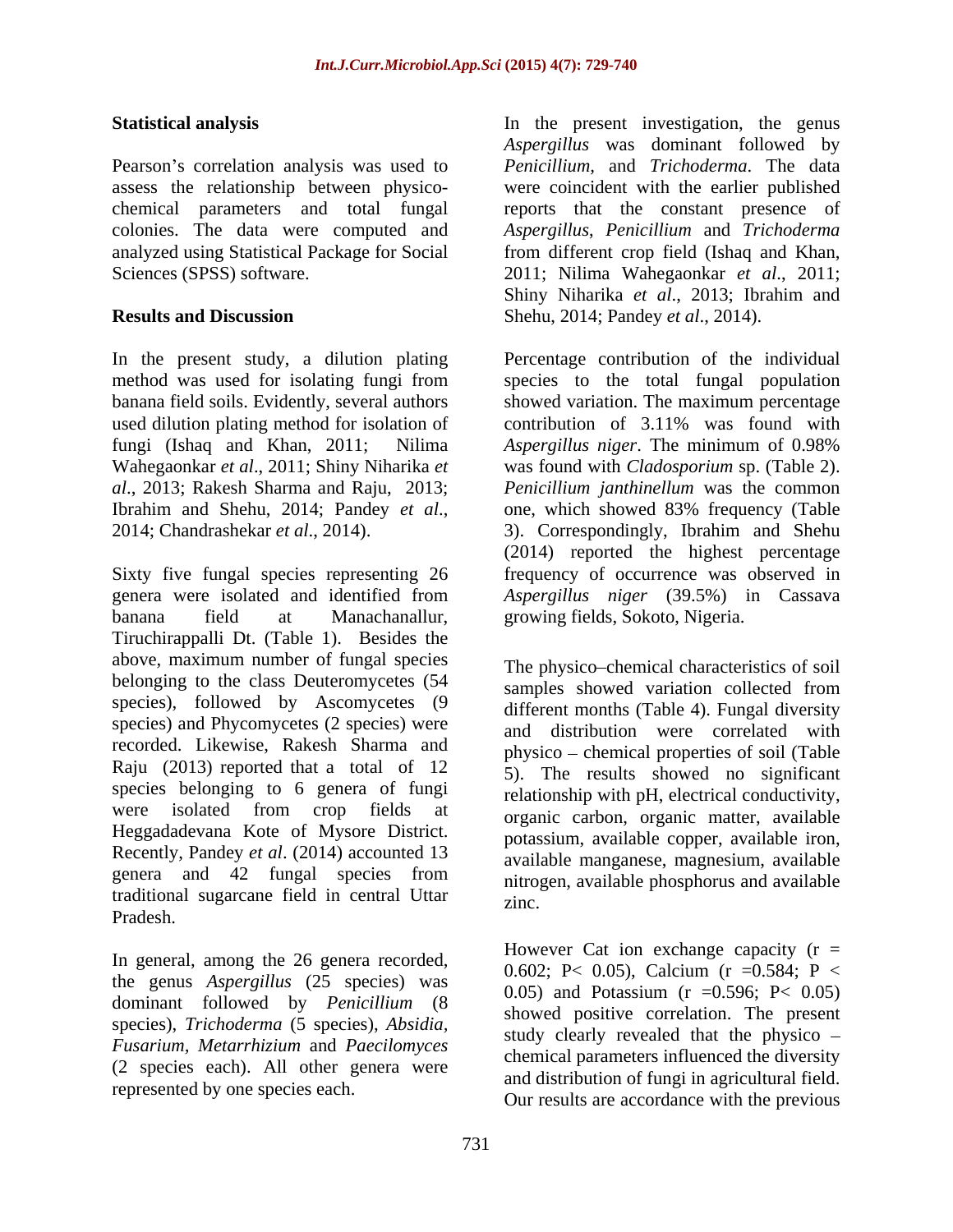## Statistical analysis

Pearson's correlation analysis was used to assess the relationship between physico-chemical parameters and total fungal colonies. The data were computed and analyzed using Statistical Package for Social Sciences (SPSS) software.

## Results and Discussion

In the present study, a dilution plating method was used for isolating fungi from banana field soils. Evidently, several authors used dilution plating method for isolation of fungi (Ishaq and Khan, 2011; Nilima Wahegaonkar *et al*., 2011; Shiny Niharika *et al*., 2013; Rakesh Sharma and Raju, 2013; Ibrahim and Shehu, 2014; Pandey *et al*., 2014; Chandrashekar *et al*., 2014).

Sixty five fungal species representing 26 genera were isolated and identified from banana field at Manachanallur, Tiruchirappalli Dt. (Table 1). Besides the above, maximum number of fungal species belonging to the class Deuteromycetes (54 species), followed by Ascomycetes (9 species) and Phycomycetes (2 species) were recorded. Likewise, Rakesh Sharma and Raju (2013) reported that a total of 12 species belonging to 6 genera of fungi were isolated from crop fields at Heggadadevana Kote of Mysore District. Recently, Pandey *et al*. (2014) accounted 13 genera and 42 fungal species from traditional sugarcane field in central Uttar Pradesh.

In general, among the 26 genera recorded, the genus *Aspergillus* (25 species) was dominant followed by *Penicillium* (8 species), *Trichoderma* (5 species), *Absidia, Fusarium, Metarrhizium* and *Paecilomyces* (2 species each). All other genera were represented by one species each.

In the present investigation, the genus *Aspergillus* was dominant followed by *Penicillium*, and *Trichoderma*. The data were coincident with the earlier published reports that the constant presence of *Aspergillus*, *Penicillium* and *Trichoderma* from different crop field (Ishaq and Khan, 2011; Nilima Wahegaonkar *et al*., 2011; Shiny Niharika *et al*., 2013; Ibrahim and Shehu, 2014; Pandey *et al*., 2014).

Percentage contribution of the individual species to the total fungal population showed variation. The maximum percentage contribution of 3.11% was found with *Aspergillus niger*. The minimum of 0.98% was found with *Cladosporium* sp. (Table 2). *Penicillium janthinellum* was the common one, which showed 83% frequency (Table 3). Correspondingly, Ibrahim and Shehu (2014) reported the highest percentage frequency of occurrence was observed in *Aspergillus niger* (39.5%) in Cassava growing fields, Sokoto, Nigeria.

The physico–chemical characteristics of soil samples showed variation collected from different months (Table 4). Fungal diversity and distribution were correlated with physico – chemical properties of soil (Table 5). The results showed no significant relationship with pH, electrical conductivity, organic carbon, organic matter, available potassium, available copper, available iron, available manganese, magnesium, available nitrogen, available phosphorus and available zinc.

However Cat ion exchange capacity ($r = 0.602$; $P < 0.05$), Calcium ($r = 0.584$; $P < 0.05$) and Potassium ($r = 0.596$; $P < 0.05$) showed positive correlation. The present study clearly revealed that the physico – chemical parameters influenced the diversity and distribution of fungi in agricultural field. Our results are accordance with the previous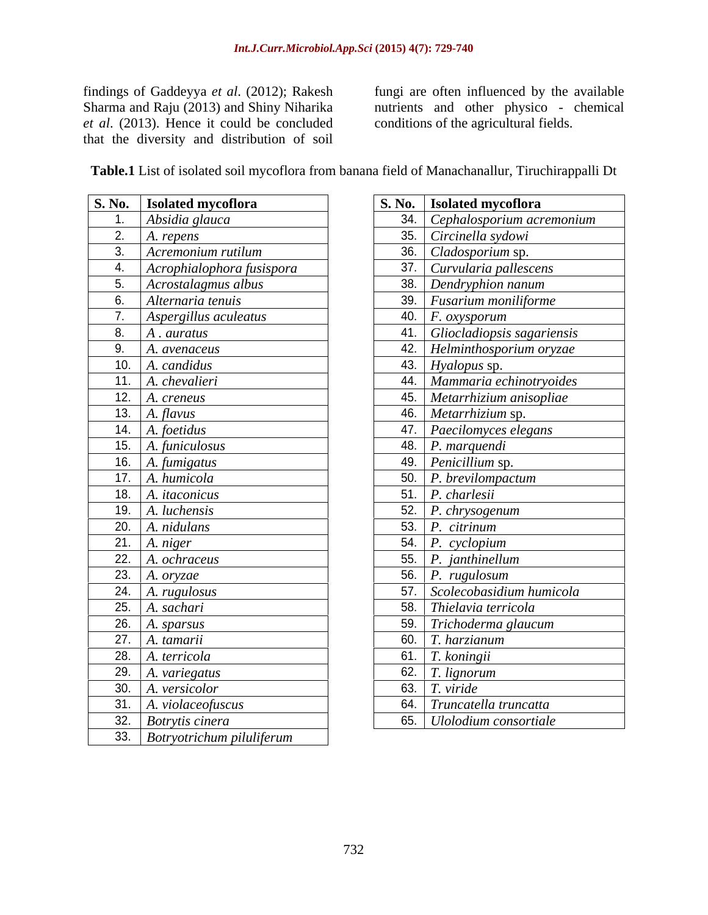findings of Gaddeyya *et al*. (2012); Rakesh Sharma and Raju (2013) and Shiny Niharika *et al*. (2013). Hence it could be concluded that the diversity and distribution of soil fungi are often influenced by the available nutrients and other physico - chemical conditions of the agricultural fields.

**Table.1** List of isolated soil mycoflora from banana field of Manachanallur, Tiruchirappalli Dt

| S. No. | Isolated mycoflora | S. No. | Isolated mycoflora |
|---|---|---|---|
| 1. | *Absidia glauca* | 34. | *Cephalosporium acremonium* |
| 2. | *A. repens* | 35. | *Circinella sydowi* |
| 3. | *Acremonium rutilum* | 36. | *Cladosporium* sp. |
| 4. | *Acrophialophora fusispora* | 37. | *Curvularia pallescens* |
| 5. | *Acrostalagmus albus* | 38. | *Dendryphion nanum* |
| 6. | *Alternaria tenuis* | 39. | *Fusarium moniliforme* |
| 7. | *Aspergillus aculeatus* | 40. | *F. oxysporum* |
| 8. | *A . auratus* | 41. | *Gliocladiopsis sagariensis* |
| 9. | *A. avenaceus* | 42. | *Helminthosporium oryzae* |
| 10. | *A. candidus* | 43. | *Hyalopus* sp. |
| 11. | *A. chevalieri* | 44. | *Mammaria echinotryoides* |
| 12. | *A. creneus* | 45. | *Metarrhizium anisopliae* |
| 13. | *A. flavus* | 46. | *Metarrhizium* sp. |
| 14. | *A. foetidus* | 47. | *Paecilomyces elegans* |
| 15. | *A. funiculosus* | 48. | *P. marquendi* |
| 16. | *A. fumigatus* | 49. | *Penicillium* sp. |
| 17. | *A. humicola* | 50. | *P. brevilompactum* |
| 18. | *A. itaconicus* | 51. | *P. charlesii* |
| 19. | *A. luchensis* | 52. | *P. chrysogenum* |
| 20. | *A. nidulans* | 53. | *P. citrinum* |
| 21. | *A. niger* | 54. | *P. cyclopium* |
| 22. | *A. ochraceus* | 55. | *P. janthinellum* |
| 23. | *A. oryzae* | 56. | *P. rugulosum* |
| 24. | *A. rugulosus* | 57. | *Scolecobasidium humicola* |
| 25. | *A. sachari* | 58. | *Thielavia terricola* |
| 26. | *A. sparsus* | 59. | *Trichoderma glaucum* |
| 27. | *A. tamarii* | 60. | *T. harzianum* |
| 28. | *A. terricola* | 61. | *T. koningii* |
| 29. | *A. variegatus* | 62. | *T. lignorum* |
| 30. | *A. versicolor* | 63. | *T. viride* |
| 31. | *A. violaceofuscus* | 64. | *Truncatella truncatta* |
| 32. | *Botrytis cinera* | 65. | *Ulolodium consortiale* |
| 33. | *Botryotrichum piluliferum* | | |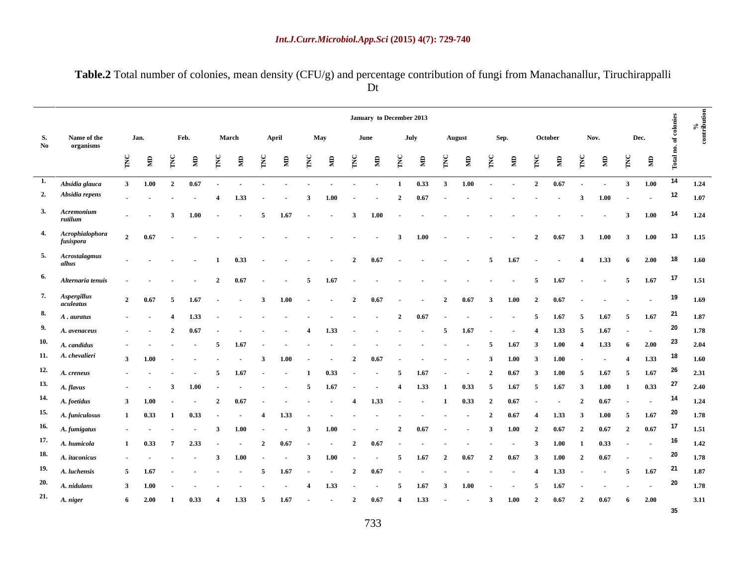**Table.2** Total number of colonies, mean density (CFU/g) and percentage contribution of fungi from Manachanallur, Tiruchirappalli Dt

| S. No | Name of the organisms | Jan. | | Feb. | | March | | April | | May | | June | | July | | August | | Sep. | | October | | Nov. | | Dec. | | Total no. of colonies | % contribution |
|---|---|---|---|---|---|---|---|---|---|---|---|---|---|---|---|---|---|---|---|---|---|---|---|---|---|---|---|
| | | TNC | MD | TNC | MD | TNC | MD | TNC | MD | TNC | MD | TNC | MD | TNC | MD | TNC | MD | TNC | MD | TNC | MD | TNC | MD | TNC | MD | | |
| 1. | *Absidia glauca* | 3 | 1.00 | 2 | 0.67 | - | - | - | - | - | - | - | - | 1 | 0.33 | 3 | 1.00 | - | - | 2 | 0.67 | - | - | 3 | 1.00 | 14 | 1.24 |
| 2. | *Absidia repens* | - | - | - | - | 4 | 1.33 | - | - | 3 | 1.00 | - | - | 2 | 0.67 | - | - | - | - | - | - | 3 | 1.00 | - | - | 12 | 1.07 |
| 3. | *Acremonium rutilum* | - | - | 3 | 1.00 | - | - | 5 | 1.67 | - | - | 3 | 1.00 | - | - | - | - | - | - | - | - | - | - | 3 | 1.00 | 14 | 1.24 |
| 4. | *Acrophialophora fusispora* | 2 | 0.67 | - | - | - | - | - | - | - | - | - | - | 3 | 1.00 | - | - | - | - | 2 | 0.67 | 3 | 1.00 | 3 | 1.00 | 13 | 1.15 |
| 5. | *Acrostalagmus albus* | - | - | - | - | 1 | 0.33 | - | - | - | - | 2 | 0.67 | - | - | - | - | 5 | 1.67 | - | - | 4 | 1.33 | 6 | 2.00 | 18 | 1.60 |
| 6. | *Alternaria tenuis* | - | - | - | - | 2 | 0.67 | - | - | 5 | 1.67 | - | - | - | - | - | - | - | - | 5 | 1.67 | - | - | 5 | 1.67 | 17 | 1.51 |
| 7. | *Aspergillus aculeatus* | 2 | 0.67 | 5 | 1.67 | - | - | 3 | 1.00 | - | - | 2 | 0.67 | - | - | 2 | 0.67 | 3 | 1.00 | 2 | 0.67 | - | - | - | - | 19 | 1.69 |
| 8. | *A . auratus* | - | - | 4 | 1.33 | - | - | - | - | - | - | - | - | 2 | 0.67 | - | - | - | - | 5 | 1.67 | 5 | 1.67 | 5 | 1.67 | 21 | 1.87 |
| 9. | *A. avenaceus* | - | - | 2 | 0.67 | - | - | - | - | 4 | 1.33 | - | - | - | - | 5 | 1.67 | - | - | 4 | 1.33 | 5 | 1.67 | - | - | 20 | 1.78 |
| 10. | *A. candidus* | - | - | - | - | 5 | 1.67 | - | - | - | - | - | - | - | - | - | - | 5 | 1.67 | 3 | 1.00 | 4 | 1.33 | 6 | 2.00 | 23 | 2.04 |
| 11. | *A. chevalieri* | 3 | 1.00 | - | - | - | - | 3 | 1.00 | - | - | 2 | 0.67 | - | - | - | - | 3 | 1.00 | 3 | 1.00 | - | - | 4 | 1.33 | 18 | 1.60 |
| 12. | *A. creneus* | - | - | - | - | 5 | 1.67 | - | - | 1 | 0.33 | - | - | 5 | 1.67 | - | - | 2 | 0.67 | 3 | 1.00 | 5 | 1.67 | 5 | 1.67 | 26 | 2.31 |
| 13. | *A. flavus* | - | - | 3 | 1.00 | - | - | - | - | 5 | 1.67 | - | - | 4 | 1.33 | 1 | 0.33 | 5 | 1.67 | 5 | 1.67 | 3 | 1.00 | 1 | 0.33 | 27 | 2.40 |
| 14. | *A. foetidus* | 3 | 1.00 | - | - | 2 | 0.67 | - | - | - | - | 4 | 1.33 | - | - | 1 | 0.33 | 2 | 0.67 | - | - | 2 | 0.67 | - | - | 14 | 1.24 |
| 15. | *A. funiculosus* | 1 | 0.33 | 1 | 0.33 | - | - | 4 | 1.33 | - | - | - | - | - | - | - | - | 2 | 0.67 | 4 | 1.33 | 3 | 1.00 | 5 | 1.67 | 20 | 1.78 |
| 16. | *A. fumigatus* | - | - | - | - | 3 | 1.00 | - | - | 3 | 1.00 | - | - | 2 | 0.67 | - | - | 3 | 1.00 | 2 | 0.67 | 2 | 0.67 | 2 | 0.67 | 17 | 1.51 |
| 17. | *A. humicola* | 1 | 0.33 | 7 | 2.33 | - | - | 2 | 0.67 | - | - | 2 | 0.67 | - | - | - | - | - | - | 3 | 1.00 | 1 | 0.33 | - | - | 16 | 1.42 |
| 18. | *A. itaconicus* | - | - | - | - | 3 | 1.00 | - | - | 3 | 1.00 | - | - | 5 | 1.67 | 2 | 0.67 | 2 | 0.67 | 3 | 1.00 | 2 | 0.67 | - | - | 20 | 1.78 |
| 19. | *A. luchensis* | 5 | 1.67 | - | - | - | - | 5 | 1.67 | - | - | 2 | 0.67 | - | - | - | - | - | - | 4 | 1.33 | - | - | 5 | 1.67 | 21 | 1.87 |
| 20. | *A. nidulans* | 3 | 1.00 | - | - | - | - | - | - | 4 | 1.33 | - | - | 5 | 1.67 | 3 | 1.00 | - | - | 5 | 1.67 | - | - | - | - | 20 | 1.78 |
| 21. | *A. niger* | 6 | 2.00 | 1 | 0.33 | 4 | 1.33 | 5 | 1.67 | - | - | 2 | 0.67 | 4 | 1.33 | - | - | 3 | 1.00 | 2 | 0.67 | 2 | 0.67 | 6 | 2.00 | 35 | 3.11 |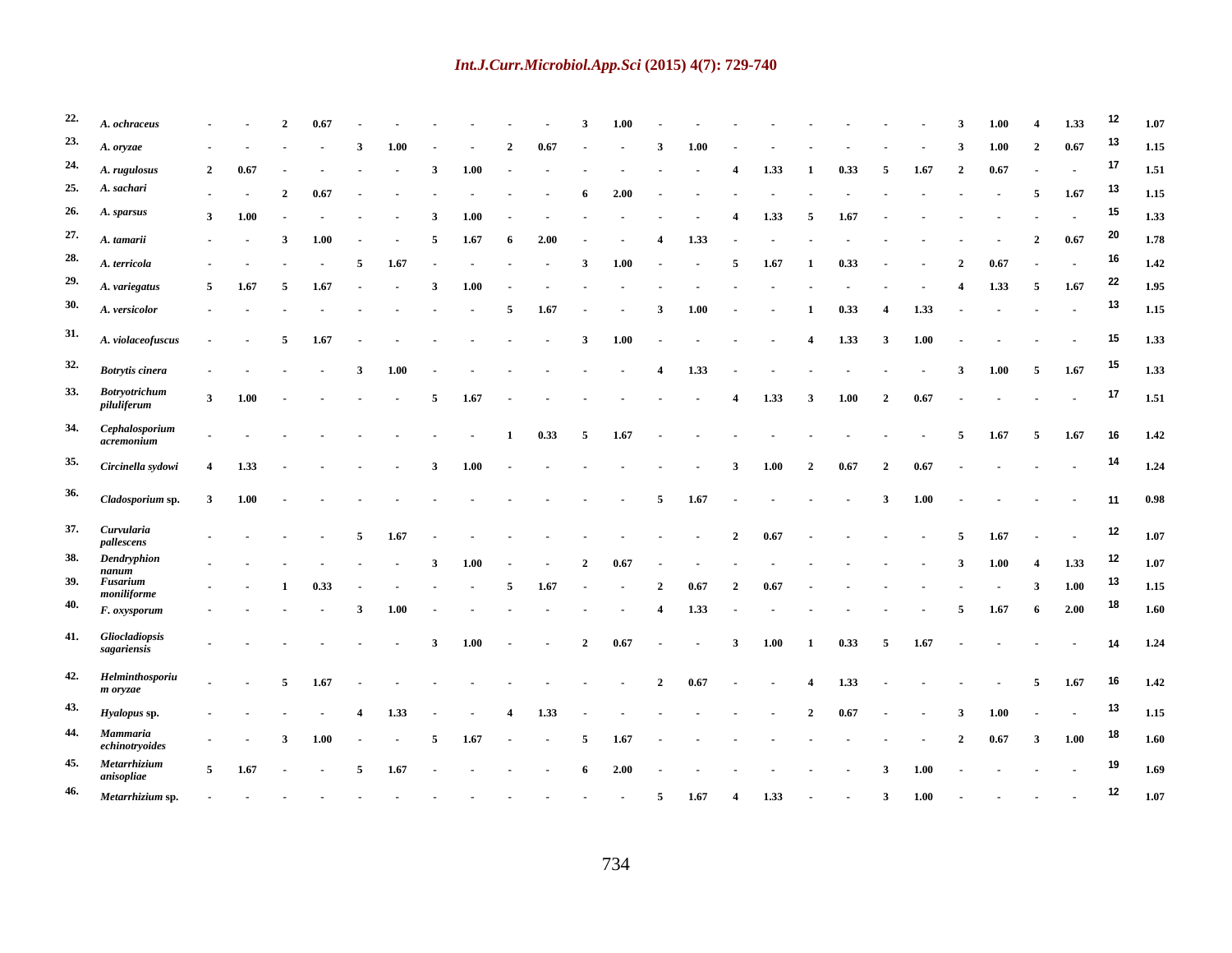| | | | | | | | | | | | | | | | | | | | | | | | | | | | |
|---|---|---|---|---|---|---|---|---|---|---|---|---|---|---|---|---|---|---|---|---|---|---|---|---|---|---|---|
| 22. | *A. ochraceus* | - | - | 2 | 0.67 | - | - | - | - | - | - | 3 | 1.00 | - | - | - | - | - | - | - | - | 3 | 1.00 | 4 | 1.33 | 12 | 1.07 |
| 23. | *A. oryzae* | - | - | - | - | 3 | 1.00 | - | - | 2 | 0.67 | - | - | 3 | 1.00 | - | - | - | - | - | - | 3 | 1.00 | 2 | 0.67 | 13 | 1.15 |
| 24. | *A. rugulosus* | 2 | 0.67 | - | - | - | - | 3 | 1.00 | - | - | - | - | - | - | 4 | 1.33 | 1 | 0.33 | 5 | 1.67 | 2 | 0.67 | - | - | 17 | 1.51 |
| 25. | *A. sachari* | - | - | 2 | 0.67 | - | - | - | - | - | - | 6 | 2.00 | - | - | - | - | - | - | - | - | - | - | 5 | 1.67 | 13 | 1.15 |
| 26. | *A. sparsus* | 3 | 1.00 | - | - | - | - | 3 | 1.00 | - | - | - | - | - | - | 4 | 1.33 | 5 | 1.67 | - | - | - | - | - | - | 15 | 1.33 |
| 27. | *A. tamarii* | - | - | 3 | 1.00 | - | - | 5 | 1.67 | 6 | 2.00 | - | - | 4 | 1.33 | - | - | - | - | - | - | - | - | 2 | 0.67 | 20 | 1.78 |
| 28. | *A. terricola* | - | - | - | - | 5 | 1.67 | - | - | - | - | 3 | 1.00 | - | - | 5 | 1.67 | 1 | 0.33 | - | - | 2 | 0.67 | - | - | 16 | 1.42 |
| 29. | *A. variegatus* | 5 | 1.67 | 5 | 1.67 | - | - | 3 | 1.00 | - | - | - | - | - | - | - | - | - | - | - | - | 4 | 1.33 | 5 | 1.67 | 22 | 1.95 |
| 30. | *A. versicolor* | - | - | - | - | - | - | - | - | 5 | 1.67 | - | - | 3 | 1.00 | - | - | 1 | 0.33 | 4 | 1.33 | - | - | - | - | 13 | 1.15 |
| 31. | *A. violaceofuscus* | - | - | 5 | 1.67 | - | - | - | - | - | - | 3 | 1.00 | - | - | - | - | 4 | 1.33 | 3 | 1.00 | - | - | - | - | 15 | 1.33 |
| 32. | *Botrytis cinera* | - | - | - | - | 3 | 1.00 | - | - | - | - | - | - | 4 | 1.33 | - | - | - | - | - | - | 3 | 1.00 | 5 | 1.67 | 15 | 1.33 |
| 33. | *Botryotrichum piluliferum* | 3 | 1.00 | - | - | - | - | 5 | 1.67 | - | - | - | - | - | - | 4 | 1.33 | 3 | 1.00 | 2 | 0.67 | - | - | - | - | 17 | 1.51 |
| 34. | *Cephalosporium acremonium* | - | - | - | - | - | - | - | - | 1 | 0.33 | 5 | 1.67 | - | - | - | - | - | - | - | - | 5 | 1.67 | 5 | 1.67 | 16 | 1.42 |
| 35. | *Circinella sydowi* | 4 | 1.33 | - | - | - | - | 3 | 1.00 | - | - | - | - | - | - | 3 | 1.00 | 2 | 0.67 | 2 | 0.67 | - | - | - | - | 14 | 1.24 |
| 36. | *Cladosporium* sp. | 3 | 1.00 | - | - | - | - | - | - | - | - | - | - | 5 | 1.67 | - | - | - | - | 3 | 1.00 | - | - | - | - | 11 | 0.98 |
| 37. | *Curvularia pallescens* | - | - | - | - | 5 | 1.67 | - | - | - | - | - | - | - | - | 2 | 0.67 | - | - | - | - | 5 | 1.67 | - | - | 12 | 1.07 |
| 38. | *Dendryphion nanum* | - | - | - | - | - | - | 3 | 1.00 | - | - | 2 | 0.67 | - | - | - | - | - | - | - | - | 3 | 1.00 | 4 | 1.33 | 12 | 1.07 |
| 39. | *Fusarium moniliforme* | - | - | 1 | 0.33 | - | - | - | - | 5 | 1.67 | - | - | 2 | 0.67 | 2 | 0.67 | - | - | - | - | - | - | 3 | 1.00 | 13 | 1.15 |
| 40. | *F. oxysporum* | - | - | - | - | 3 | 1.00 | - | - | - | - | - | - | 4 | 1.33 | - | - | - | - | - | - | 5 | 1.67 | 6 | 2.00 | 18 | 1.60 |
| 41. | *Gliocladiopsis sagariensis* | - | - | - | - | - | - | 3 | 1.00 | - | - | 2 | 0.67 | - | - | 3 | 1.00 | 1 | 0.33 | 5 | 1.67 | - | - | - | - | 14 | 1.24 |
| 42. | *Helminthosporium oryzae* | - | - | 5 | 1.67 | - | - | - | - | - | - | - | - | 2 | 0.67 | - | - | 4 | 1.33 | - | - | - | - | 5 | 1.67 | 16 | 1.42 |
| 43. | *Hyalopus* sp. | - | - | - | - | 4 | 1.33 | - | - | 4 | 1.33 | - | - | - | - | - | - | 2 | 0.67 | - | - | 3 | 1.00 | - | - | 13 | 1.15 |
| 44. | *Mammaria echinotryoides* | - | - | 3 | 1.00 | - | - | 5 | 1.67 | - | - | 5 | 1.67 | - | - | - | - | - | - | - | - | 2 | 0.67 | 3 | 1.00 | 18 | 1.60 |
| 45. | *Metarrhizium anisopliae* | 5 | 1.67 | - | - | 5 | 1.67 | - | - | - | - | 6 | 2.00 | - | - | - | - | - | - | 3 | 1.00 | - | - | - | - | 19 | 1.69 |
| 46. | *Metarrhizium* sp. | - | - | - | - | - | - | - | - | - | - | - | - | 5 | 1.67 | 4 | 1.33 | - | - | 3 | 1.00 | - | - | - | - | 12 | 1.07 |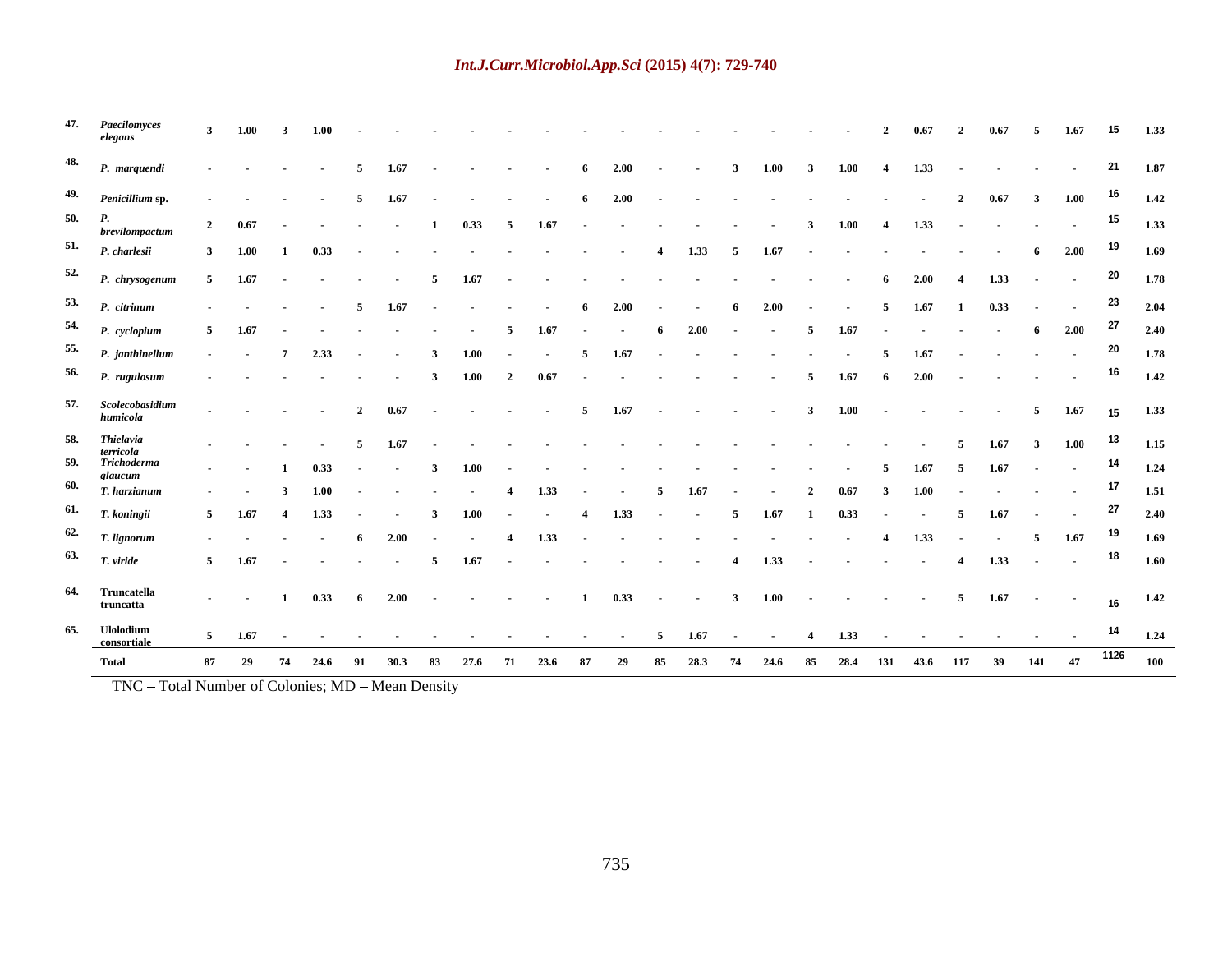| | | | | | | | | | | | | | | | | | | | | | | | | | | | |
|---|---|---|---|---|---|---|---|---|---|---|---|---|---|---|---|---|---|---|---|---|---|---|---|---|---|---|---|
| 47. | *Paecilomyces elegans* | 3 | 1.00 | 3 | 1.00 | - | - | - | - | - | - | - | - | - | - | - | - | - | - | 2 | 0.67 | 2 | 0.67 | 5 | 1.67 | 15 | 1.33 |
| 48. | *P. marquendi* | - | - | - | - | 5 | 1.67 | - | - | - | - | 6 | 2.00 | - | - | 3 | 1.00 | 3 | 1.00 | 4 | 1.33 | - | - | - | - | 21 | 1.87 |
| 49. | *Penicillium* sp. | - | - | - | - | 5 | 1.67 | - | - | - | - | 6 | 2.00 | - | - | - | - | - | - | - | - | 2 | 0.67 | 3 | 1.00 | 16 | 1.42 |
| 50. | *P. brevilompactum* | 2 | 0.67 | - | - | - | - | 1 | 0.33 | 5 | 1.67 | - | - | - | - | - | - | 3 | 1.00 | 4 | 1.33 | - | - | - | - | 15 | 1.33 |
| 51. | *P. charlesii* | 3 | 1.00 | 1 | 0.33 | - | - | - | - | - | - | - | - | 4 | 1.33 | 5 | 1.67 | - | - | - | - | - | - | 6 | 2.00 | 19 | 1.69 |
| 52. | *P. chrysogenum* | 5 | 1.67 | - | - | - | - | 5 | 1.67 | - | - | - | - | - | - | - | - | - | - | 6 | 2.00 | 4 | 1.33 | - | - | 20 | 1.78 |
| 53. | *P. citrinum* | - | - | - | - | 5 | 1.67 | - | - | - | - | 6 | 2.00 | - | - | 6 | 2.00 | - | - | 5 | 1.67 | 1 | 0.33 | - | - | 23 | 2.04 |
| 54. | *P. cyclopium* | 5 | 1.67 | - | - | - | - | - | - | 5 | 1.67 | - | - | 6 | 2.00 | - | - | 5 | 1.67 | - | - | - | - | 6 | 2.00 | 27 | 2.40 |
| 55. | *P. janthinellum* | - | - | 7 | 2.33 | - | - | 3 | 1.00 | - | - | 5 | 1.67 | - | - | - | - | - | - | 5 | 1.67 | - | - | - | - | 20 | 1.78 |
| 56. | *P. rugulosum* | - | - | - | - | - | - | 3 | 1.00 | 2 | 0.67 | - | - | - | - | - | - | 5 | 1.67 | 6 | 2.00 | - | - | - | - | 16 | 1.42 |
| 57. | *Scolecobasidium humicola* | - | - | - | - | 2 | 0.67 | - | - | - | - | 5 | 1.67 | - | - | - | - | 3 | 1.00 | - | - | - | - | 5 | 1.67 | 15 | 1.33 |
| 58. | *Thielavia terricola* | - | - | - | - | 5 | 1.67 | - | - | - | - | - | - | - | - | - | - | - | - | - | - | 5 | 1.67 | 3 | 1.00 | 13 | 1.15 |
| 59. | *Trichoderma alaucum* | - | - | 1 | 0.33 | - | - | 3 | 1.00 | - | - | - | - | - | - | - | - | - | - | 5 | 1.67 | 5 | 1.67 | - | - | 14 | 1.24 |
| 60. | *T. harzianum* | - | - | 3 | 1.00 | - | - | - | - | 4 | 1.33 | - | - | 5 | 1.67 | - | - | 2 | 0.67 | 3 | 1.00 | - | - | - | - | 17 | 1.51 |
| 61. | *T. koningii* | 5 | 1.67 | 4 | 1.33 | - | - | 3 | 1.00 | - | - | 4 | 1.33 | - | - | 5 | 1.67 | 1 | 0.33 | - | - | 5 | 1.67 | - | - | 27 | 2.40 |
| 62. | *T. lignorum* | - | - | - | - | 6 | 2.00 | - | - | 4 | 1.33 | - | - | - | - | - | - | - | - | 4 | 1.33 | - | - | 5 | 1.67 | 19 | 1.69 |
| 63. | *T. viride* | 5 | 1.67 | - | - | - | - | 5 | 1.67 | - | - | - | - | - | - | 4 | 1.33 | - | - | - | - | 4 | 1.33 | - | - | 18 | 1.60 |
| 64. | Truncatella truncatta | - | - | 1 | 0.33 | 6 | 2.00 | - | - | - | - | 1 | 0.33 | - | - | 3 | 1.00 | - | - | - | - | 5 | 1.67 | - | - | 16 | 1.42 |
| 65. | Ulolodium consortiale | 5 | 1.67 | - | - | - | - | - | - | - | - | - | - | 5 | 1.67 | - | - | 4 | 1.33 | - | - | - | - | - | - | 14 | 1.24 |
| | **Total** | **87** | **29** | **74** | **24.6** | **91** | **30.3** | **83** | **27.6** | **71** | **23.6** | **87** | **29** | **85** | **28.3** | **74** | **24.6** | **85** | **28.4** | **131** | **43.6** | **117** | **39** | **141** | **47** | **1126** | **100** |

TNC – Total Number of Colonies; MD – Mean Density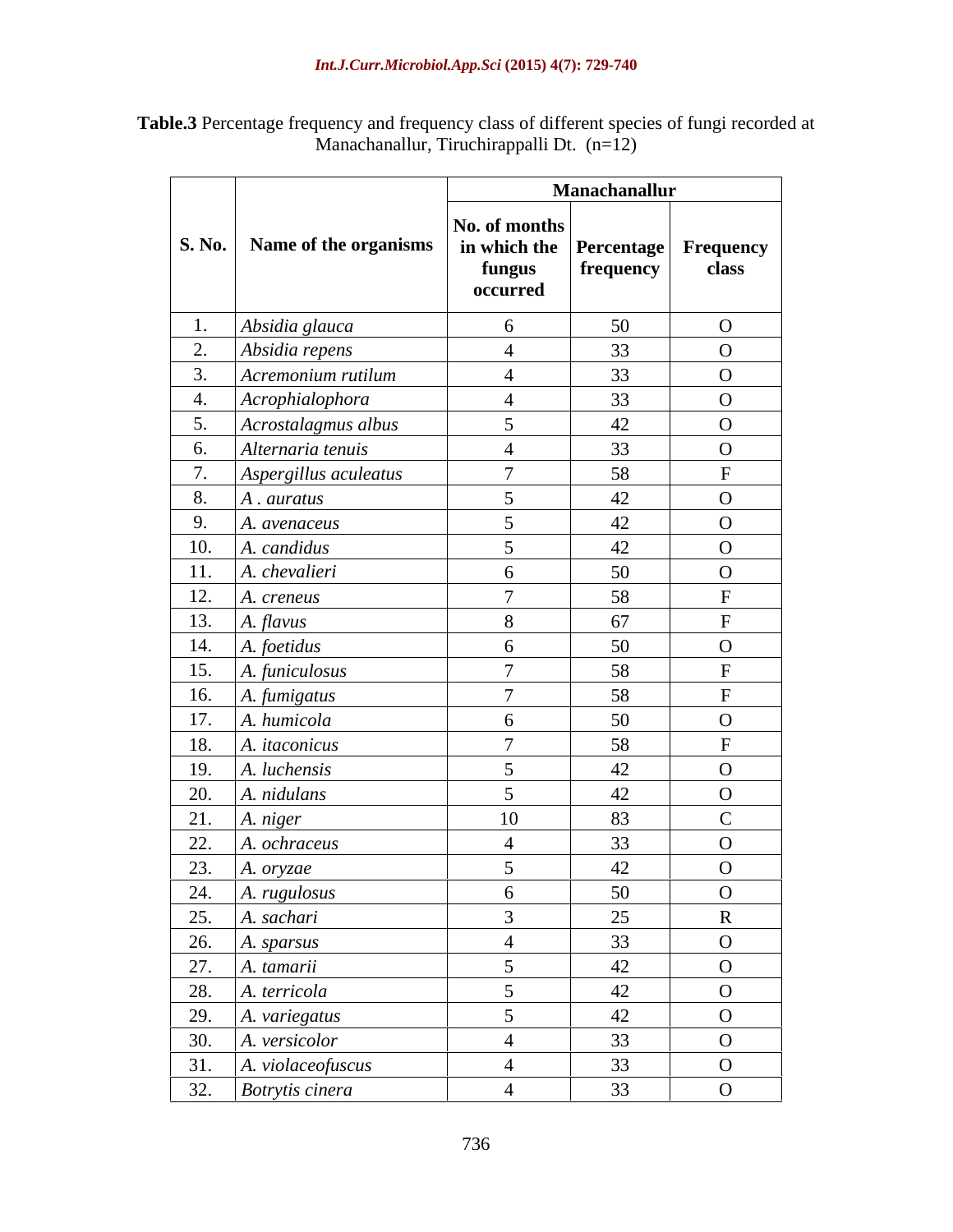**Table.3** Percentage frequency and frequency class of different species of fungi recorded at Manachanallur, Tiruchirappalli Dt. (n=12)

| S. No. | Name of the organisms | Manachanallur | | |
|---|---|---|---|---|
| | | No. of months in which the fungus occurred | Percentage frequency | Frequency class |
| 1. | *Absidia glauca* | 6 | 50 | O |
| 2. | *Absidia repens* | 4 | 33 | O |
| 3. | *Acremonium rutilum* | 4 | 33 | O |
| 4. | *Acrophialophora* | 4 | 33 | O |
| 5. | *Acrostalagmus albus* | 5 | 42 | O |
| 6. | *Alternaria tenuis* | 4 | 33 | O |
| 7. | *Aspergillus aculeatus* | 7 | 58 | F |
| 8. | *A . auratus* | 5 | 42 | O |
| 9. | *A. avenaceus* | 5 | 42 | O |
| 10. | *A. candidus* | 5 | 42 | O |
| 11. | *A. chevalieri* | 6 | 50 | O |
| 12. | *A. creneus* | 7 | 58 | F |
| 13. | *A. flavus* | 8 | 67 | F |
| 14. | *A. foetidus* | 6 | 50 | O |
| 15. | *A. funiculosus* | 7 | 58 | F |
| 16. | *A. fumigatus* | 7 | 58 | F |
| 17. | *A. humicola* | 6 | 50 | O |
| 18. | *A. itaconicus* | 7 | 58 | F |
| 19. | *A. luchensis* | 5 | 42 | O |
| 20. | *A. nidulans* | 5 | 42 | O |
| 21. | *A. niger* | 10 | 83 | C |
| 22. | *A. ochraceus* | 4 | 33 | O |
| 23. | *A. oryzae* | 5 | 42 | O |
| 24. | *A. rugulosus* | 6 | 50 | O |
| 25. | *A. sachari* | 3 | 25 | R |
| 26. | *A. sparsus* | 4 | 33 | O |
| 27. | *A. tamarii* | 5 | 42 | O |
| 28. | *A. terricola* | 5 | 42 | O |
| 29. | *A. variegatus* | 5 | 42 | O |
| 30. | *A. versicolor* | 4 | 33 | O |
| 31. | *A. violaceofuscus* | 4 | 33 | O |
| 32. | *Botrytis cinera* | 4 | 33 | O |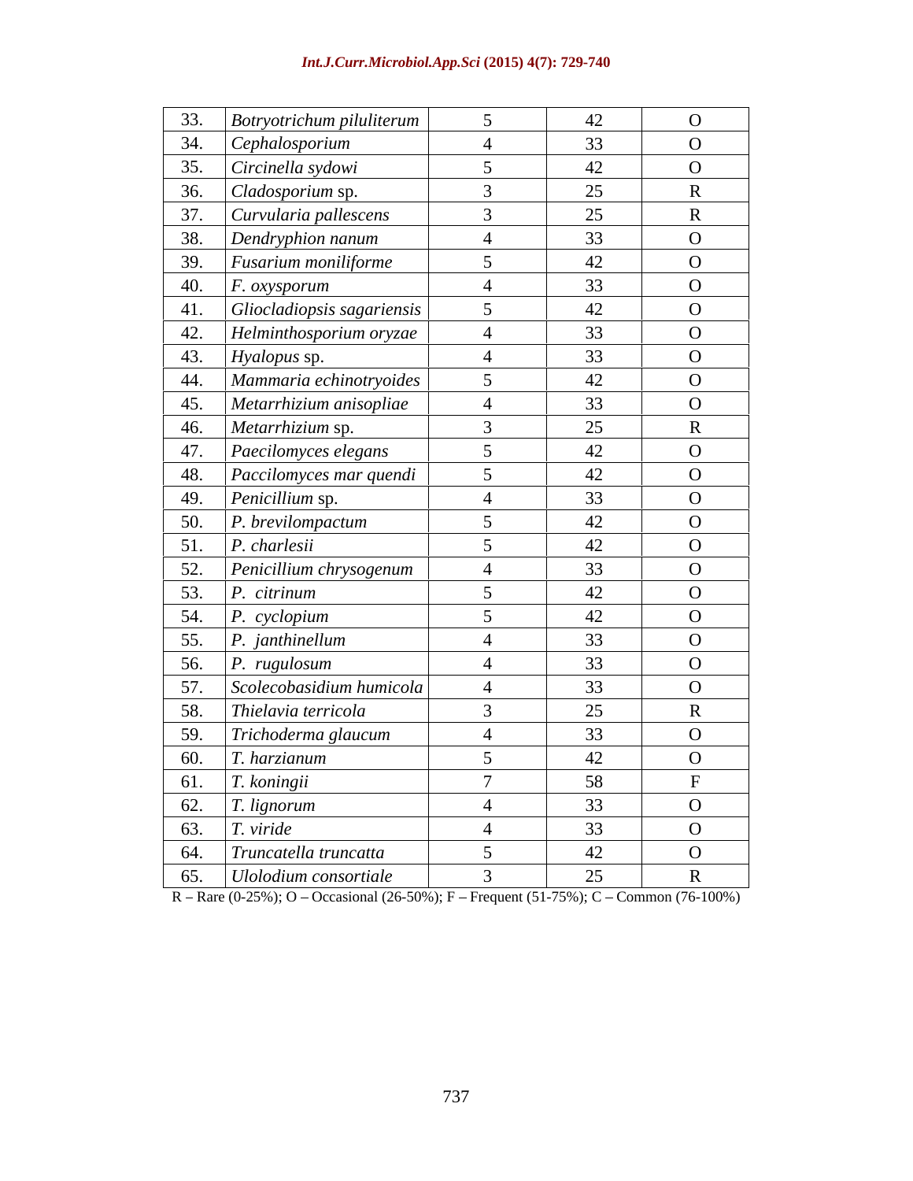| | | | | |
|---|---|---|---|---|
| 33. | *Botryotrichum piluliterum* | 5 | 42 | O |
| 34. | *Cephalosporium* | 4 | 33 | O |
| 35. | *Circinella sydowi* | 5 | 42 | O |
| 36. | *Cladosporium* sp. | 3 | 25 | R |
| 37. | *Curvularia pallescens* | 3 | 25 | R |
| 38. | *Dendryphion nanum* | 4 | 33 | O |
| 39. | *Fusarium moniliforme* | 5 | 42 | O |
| 40. | *F. oxysporum* | 4 | 33 | O |
| 41. | *Gliocladiopsis sagariensis* | 5 | 42 | O |
| 42. | *Helminthosporium oryzae* | 4 | 33 | O |
| 43. | *Hyalopus* sp. | 4 | 33 | O |
| 44. | *Mammaria echinotryoides* | 5 | 42 | O |
| 45. | *Metarrhizium anisopliae* | 4 | 33 | O |
| 46. | *Metarrhizium* sp. | 3 | 25 | R |
| 47. | *Paecilomyces elegans* | 5 | 42 | O |
| 48. | *Paccilomyces mar quendi* | 5 | 42 | O |
| 49. | *Penicillium* sp. | 4 | 33 | O |
| 50. | *P. brevilompactum* | 5 | 42 | O |
| 51. | *P. charlesii* | 5 | 42 | O |
| 52. | *Penicillium chrysogenum* | 4 | 33 | O |
| 53. | *P. citrinum* | 5 | 42 | O |
| 54. | *P. cyclopium* | 5 | 42 | O |
| 55. | *P. janthinellum* | 4 | 33 | O |
| 56. | *P. rugulosum* | 4 | 33 | O |
| 57. | *Scolecobasidium humicola* | 4 | 33 | O |
| 58. | *Thielavia terricola* | 3 | 25 | R |
| 59. | *Trichoderma glaucum* | 4 | 33 | O |
| 60. | *T. harzianum* | 5 | 42 | O |
| 61. | *T. koningii* | 7 | 58 | F |
| 62. | *T. lignorum* | 4 | 33 | O |
| 63. | *T. viride* | 4 | 33 | O |
| 64. | *Truncatella truncatta* | 5 | 42 | O |
| 65. | *Ulolodium consortiale* | 3 | 25 | R |

R – Rare (0-25%); O – Occasional (26-50%); F – Frequent (51-75%); C – Common (76-100%)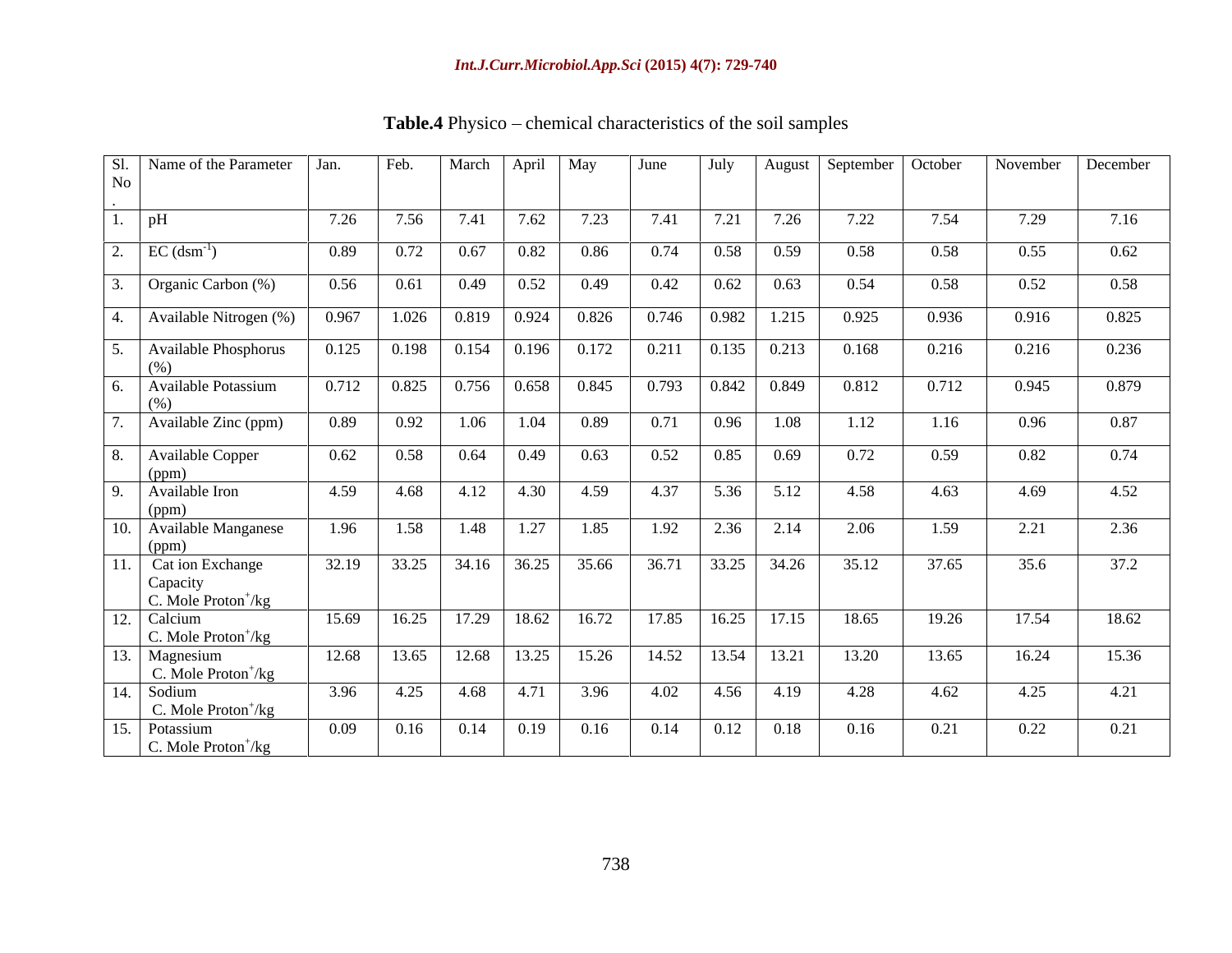**Table.4** Physico – chemical characteristics of the soil samples

| Sl. No. | Name of the Parameter | Jan. | Feb. | March | April | May | June | July | August | September | October | November | December |
|---|---|---|---|---|---|---|---|---|---|---|---|---|---|
| 1. | pH | 7.26 | 7.56 | 7.41 | 7.62 | 7.23 | 7.41 | 7.21 | 7.26 | 7.22 | 7.54 | 7.29 | 7.16 |
| 2. | EC ($dsm^{-1}$) | 0.89 | 0.72 | 0.67 | 0.82 | 0.86 | 0.74 | 0.58 | 0.59 | 0.58 | 0.58 | 0.55 | 0.62 |
| 3. | Organic Carbon (%) | 0.56 | 0.61 | 0.49 | 0.52 | 0.49 | 0.42 | 0.62 | 0.63 | 0.54 | 0.58 | 0.52 | 0.58 |
| 4. | Available Nitrogen (%) | 0.967 | 1.026 | 0.819 | 0.924 | 0.826 | 0.746 | 0.982 | 1.215 | 0.925 | 0.936 | 0.916 | 0.825 |
| 5. | Available Phosphorus (%) | 0.125 | 0.198 | 0.154 | 0.196 | 0.172 | 0.211 | 0.135 | 0.213 | 0.168 | 0.216 | 0.216 | 0.236 |
| 6. | Available Potassium (%) | 0.712 | 0.825 | 0.756 | 0.658 | 0.845 | 0.793 | 0.842 | 0.849 | 0.812 | 0.712 | 0.945 | 0.879 |
| 7. | Available Zinc (ppm) | 0.89 | 0.92 | 1.06 | 1.04 | 0.89 | 0.71 | 0.96 | 1.08 | 1.12 | 1.16 | 0.96 | 0.87 |
| 8. | Available Copper (ppm) | 0.62 | 0.58 | 0.64 | 0.49 | 0.63 | 0.52 | 0.85 | 0.69 | 0.72 | 0.59 | 0.82 | 0.74 |
| 9. | Available Iron (ppm) | 4.59 | 4.68 | 4.12 | 4.30 | 4.59 | 4.37 | 5.36 | 5.12 | 4.58 | 4.63 | 4.69 | 4.52 |
| 10. | Available Manganese (ppm) | 1.96 | 1.58 | 1.48 | 1.27 | 1.85 | 1.92 | 2.36 | 2.14 | 2.06 | 1.59 | 2.21 | 2.36 |
| 11. | Cat ion Exchange Capacity C. Mole Proton$^+$/kg | 32.19 | 33.25 | 34.16 | 36.25 | 35.66 | 36.71 | 33.25 | 34.26 | 35.12 | 37.65 | 35.6 | 37.2 |
| 12. | Calcium C. Mole Proton$^+$/kg | 15.69 | 16.25 | 17.29 | 18.62 | 16.72 | 17.85 | 16.25 | 17.15 | 18.65 | 19.26 | 17.54 | 18.62 |
| 13. | Magnesium C. Mole Proton$^+$/kg | 12.68 | 13.65 | 12.68 | 13.25 | 15.26 | 14.52 | 13.54 | 13.21 | 13.20 | 13.65 | 16.24 | 15.36 |
| 14. | Sodium C. Mole Proton$^+$/kg | 3.96 | 4.25 | 4.68 | 4.71 | 3.96 | 4.02 | 4.56 | 4.19 | 4.28 | 4.62 | 4.25 | 4.21 |
| 15. | Potassium C. Mole Proton$^+$/kg | 0.09 | 0.16 | 0.14 | 0.19 | 0.16 | 0.14 | 0.12 | 0.18 | 0.16 | 0.21 | 0.22 | 0.21 |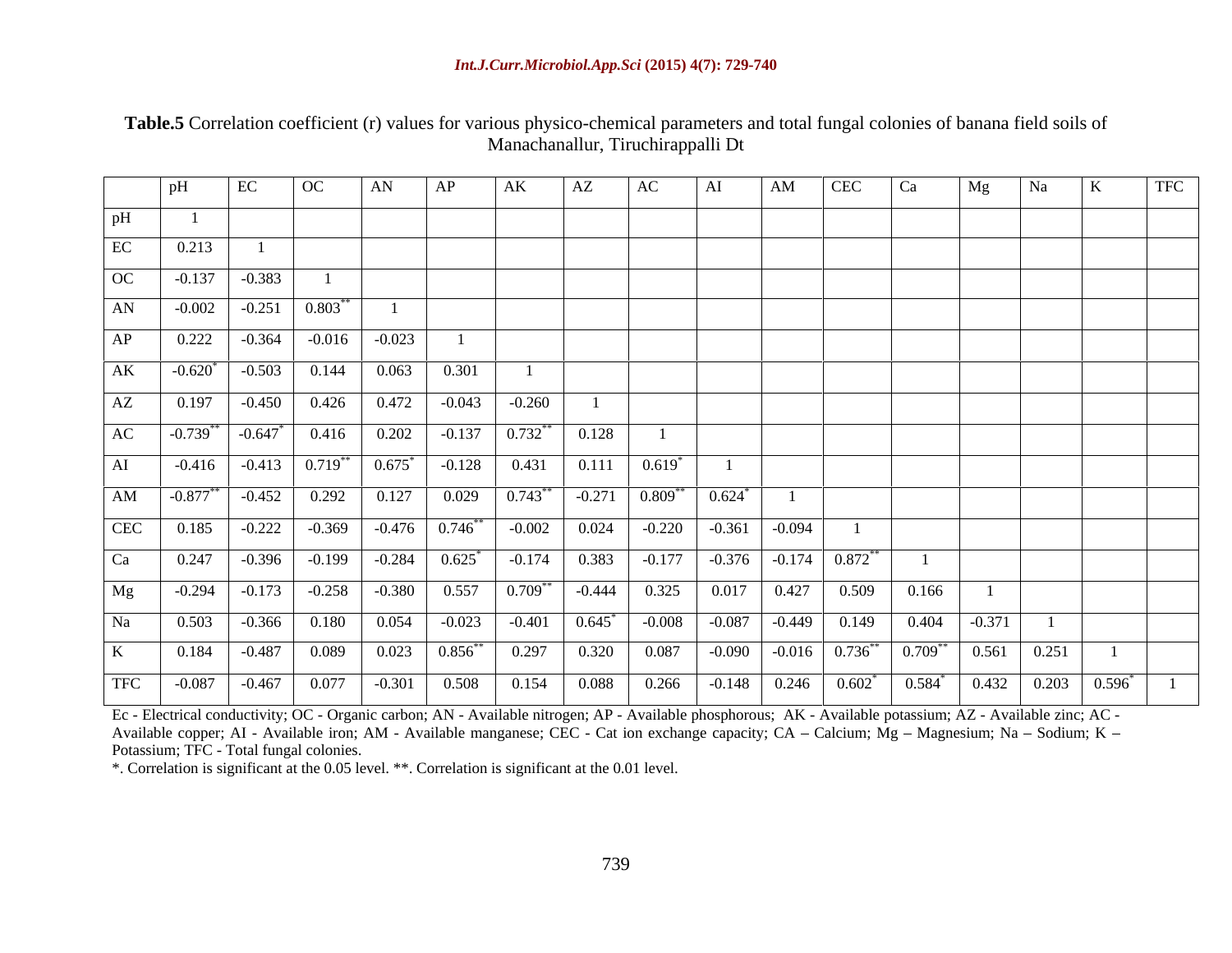**Table.5** Correlation coefficient (r) values for various physico-chemical parameters and total fungal colonies of banana field soils of Manachanallur, Tiruchirappalli Dt

| | pH | EC | OC | AN | AP | AK | AZ | AC | AI | AM | CEC | Ca | Mg | Na | K | TFC |
|---|---|---|---|---|---|---|---|---|---|---|---|---|---|---|---|---|
| pH | 1 | | | | | | | | | | | | | | | |
| EC | 0.213 | 1 | | | | | | | | | | | | | | |
| OC | -0.137 | -0.383 | 1 | | | | | | | | | | | | | |
| AN | -0.002 | -0.251 | 0.803** | 1 | | | | | | | | | | | | |
| AP | 0.222 | -0.364 | -0.016 | -0.023 | 1 | | | | | | | | | | | |
| AK | -0.620* | -0.503 | 0.144 | 0.063 | 0.301 | 1 | | | | | | | | | | |
| AZ | 0.197 | -0.450 | 0.426 | 0.472 | -0.043 | -0.260 | 1 | | | | | | | | | |
| AC | -0.739** | -0.647* | 0.416 | 0.202 | -0.137 | 0.732** | 0.128 | 1 | | | | | | | | |
| AI | -0.416 | -0.413 | 0.719** | 0.675* | -0.128 | 0.431 | 0.111 | 0.619* | 1 | | | | | | | |
| AM | -0.877** | -0.452 | 0.292 | 0.127 | 0.029 | 0.743** | -0.271 | 0.809** | 0.624* | 1 | | | | | | |
| CEC | 0.185 | -0.222 | -0.369 | -0.476 | 0.746** | -0.002 | 0.024 | -0.220 | -0.361 | -0.094 | 1 | | | | | |
| Ca | 0.247 | -0.396 | -0.199 | -0.284 | 0.625* | -0.174 | 0.383 | -0.177 | -0.376 | -0.174 | 0.872** | 1 | | | | |
| Mg | -0.294 | -0.173 | -0.258 | -0.380 | 0.557 | 0.709** | -0.444 | 0.325 | 0.017 | 0.427 | 0.509 | 0.166 | 1 | | | |
| Na | 0.503 | -0.366 | 0.180 | 0.054 | -0.023 | -0.401 | 0.645* | -0.008 | -0.087 | -0.449 | 0.149 | 0.404 | -0.371 | 1 | | |
| K | 0.184 | -0.487 | 0.089 | 0.023 | 0.856** | 0.297 | 0.320 | 0.087 | -0.090 | -0.016 | 0.736** | 0.709** | 0.561 | 0.251 | 1 | |
| TFC | -0.087 | -0.467 | 0.077 | -0.301 | 0.508 | 0.154 | 0.088 | 0.266 | -0.148 | 0.246 | 0.602* | 0.584* | 0.432 | 0.203 | 0.596* | 1 |

Ec - Electrical conductivity; OC - Organic carbon; AN - Available nitrogen; AP - Available phosphorous; AK - Available potassium; AZ - Available zinc; AC - Available copper; AI - Available iron; AM - Available manganese; CEC - Cat ion exchange capacity; CA – Calcium; Mg – Magnesium; Na – Sodium; K – Potassium; TFC - Total fungal colonies.

*. Correlation is significant at the 0.05 level. **. Correlation is significant at the 0.01 level.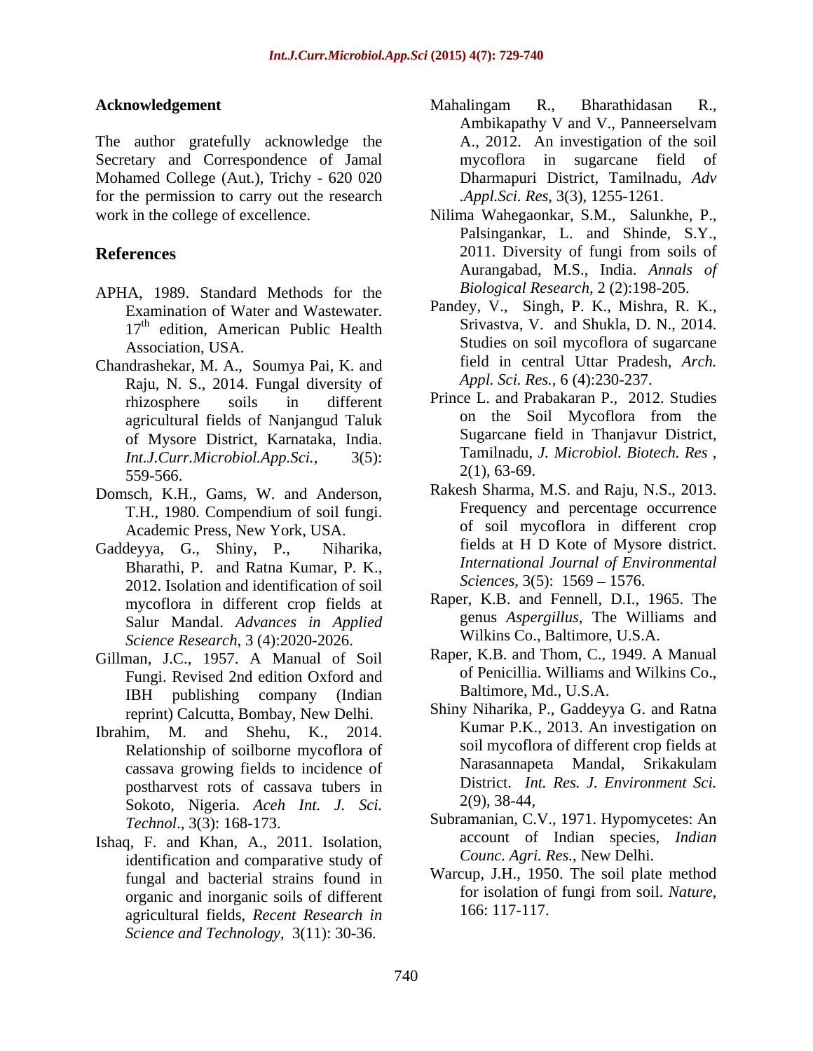## Acknowledgement

The author gratefully acknowledge the Secretary and Correspondence of Jamal Mohamed College (Aut.), Trichy - 620 020 for the permission to carry out the research work in the college of excellence.

## References

APHA, 1989. Standard Methods for the Examination of Water and Wastewater. 17th edition, American Public Health Association, USA.

Chandrashekar, M. A., Soumya Pai, K. and Raju, N. S., 2014. Fungal diversity of rhizosphere soils in different agricultural fields of Nanjangud Taluk of Mysore District, Karnataka, India. *Int.J.Curr.Microbiol.App.Sci.,* 3(5): 559-566.

Domsch, K.H., Gams, W. and Anderson, T.H., 1980. Compendium of soil fungi. Academic Press, New York, USA.

Gaddeyya, G., Shiny, P., Niharika, Bharathi, P. and Ratna Kumar, P. K., 2012. Isolation and identification of soil mycoflora in different crop fields at Salur Mandal. *Advances in Applied Science Research*, 3 (4):2020-2026.

Gillman, J.C., 1957. A Manual of Soil Fungi. Revised 2nd edition Oxford and IBH publishing company (Indian reprint) Calcutta, Bombay, New Delhi.

Ibrahim, M. and Shehu, K., 2014. Relationship of soilborne mycoflora of cassava growing fields to incidence of postharvest rots of cassava tubers in Sokoto, Nigeria. *Aceh Int. J. Sci. Technol*., 3(3): 168-173.

Ishaq, F. and Khan, A., 2011. Isolation, identification and comparative study of fungal and bacterial strains found in organic and inorganic soils of different agricultural fields, *Recent Research in Science and Technology*, 3(11): 30-36.

Mahalingam R., Bharathidasan R., Ambikapathy V and V., Panneerselvam A., 2012. An investigation of the soil mycoflora in sugarcane field of Dharmapuri District, Tamilnadu, *Adv .Appl.Sci. Res*, 3(3), 1255-1261.

Nilima Wahegaonkar, S.M., Salunkhe, P., Palsingankar, L. and Shinde, S.Y., 2011. Diversity of fungi from soils of Aurangabad, M.S., India. *Annals of Biological Research,* 2 (2):198-205.

Pandey, V., Singh, P. K., Mishra, R. K., Srivastva, V. and Shukla, D. N., 2014. Studies on soil mycoflora of sugarcane field in central Uttar Pradesh, *Arch. Appl. Sci. Res.,* 6 (4):230-237.

Prince L. and Prabakaran P., 2012. Studies on the Soil Mycoflora from the Sugarcane field in Thanjavur District, Tamilnadu, *J. Microbiol. Biotech. Res* , 2(1), 63-69.

Rakesh Sharma, M.S. and Raju, N.S., 2013. Frequency and percentage occurrence of soil mycoflora in different crop fields at H D Kote of Mysore district. *International Journal of Environmental Sciences*, 3(5): 1569 – 1576.

Raper, K.B. and Fennell, D.I., 1965. The genus *Aspergillus,* The Williams and Wilkins Co., Baltimore, U.S.A.

Raper, K.B. and Thom, C., 1949. A Manual of Penicillia. Williams and Wilkins Co., Baltimore, Md., U.S.A.

Shiny Niharika, P., Gaddeyya G. and Ratna Kumar P.K., 2013. An investigation on soil mycoflora of different crop fields at Narasannapeta Mandal, Srikakulam District. *Int. Res. J. Environment Sci.* 2(9), 38-44,

Subramanian, C.V., 1971. Hypomycetes: An account of Indian species, *Indian Counc. Agri. Res.*, New Delhi.

Warcup, J.H., 1950. The soil plate method for isolation of fungi from soil. *Nature*, 166: 117-117.